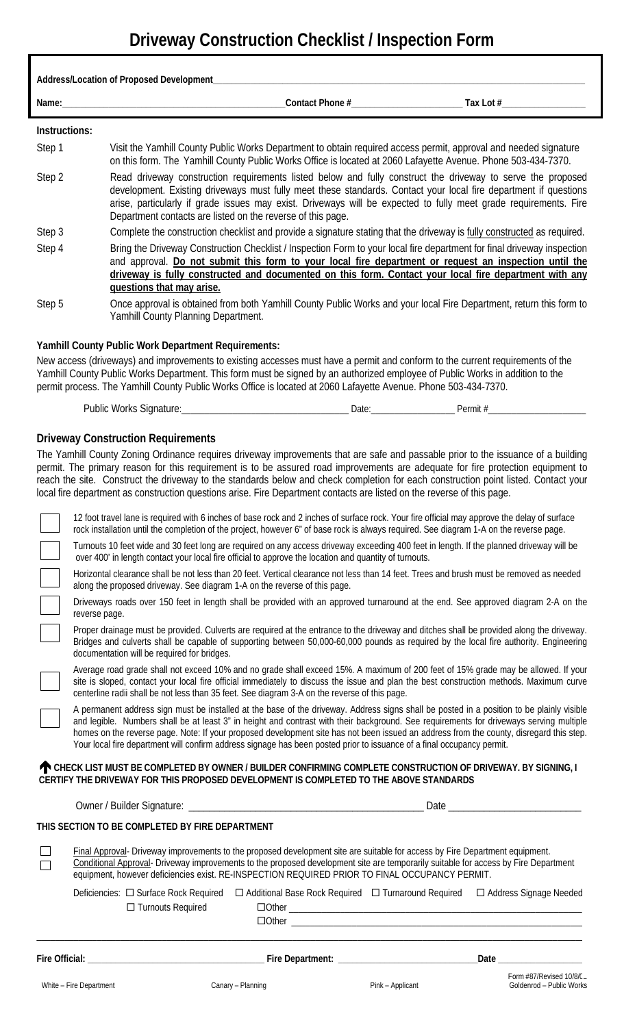# Driveway Construction Checklist / Inspection Form

**Address/Location of Proposed Development**\_\_\_\_\_\_\_\_\_\_\_\_\_\_\_\_\_\_\_\_\_\_\_\_\_\_\_\_\_\_\_\_\_\_\_\_\_\_\_\_

**Name:**\_\_\_\_\_\_\_\_\_\_\_\_\_\_\_\_\_\_\_\_\_\_\_\_\_\_\_\_\_\_ **Contact Phone #**\_\_\_\_\_\_\_\_\_\_\_\_\_\_\_\_ **Tax Lot #**\_\_\_\_\_\_\_\_\_\_\_\_

**Instructions:**

Step 1 — Visit the Yamhill County Public Works Department to obtain required access permit, approval and needed signature on this form. The Yamhill County Public Works Office is located at 2060 Lafayette Avenue. Phone 503-434-7370.

Step 2 — Read driveway construction requirements listed below and fully construct the driveway to serve the proposed development. Existing driveways must fully meet these standards. Contact your local fire department if questions arise, particularly if grade issues may exist. Driveways will be expected to fully meet grade requirements. Fire Department contacts are listed on the reverse of this page.

Step 3 — Complete the construction checklist and provide a signature stating that the driveway is fully constructed as required.

Step 4 — Bring the Driveway Construction Checklist / Inspection Form to your local fire department for final driveway inspection and approval. **Do not submit this form to your local fire department or request an inspection until the driveway is fully constructed and documented on this form. Contact your local fire department with any questions that may arise.**

Step 5 — Once approval is obtained from both Yamhill County Public Works and your local Fire Department, return this form to Yamhill County Planning Department.

**Yamhill County Public Work Department Requirements:**

New access (driveways) and improvements to existing accesses must have a permit and conform to the current requirements of the Yamhill County Public Works Department. This form must be signed by an authorized employee of Public Works in addition to the permit process. The Yamhill County Public Works Office is located at 2060 Lafayette Avenue. Phone 503-434-7370.

Public Works Signature:\_\_\_\_\_\_\_\_\_\_\_\_\_\_\_\_\_\_\_\_ Date:\_\_\_\_\_\_\_\_\_\_\_\_ Permit #\_\_\_\_\_\_\_\_\_\_\_\_

## Driveway Construction Requirements

The Yamhill County Zoning Ordinance requires driveway improvements that are safe and passable prior to the issuance of a building permit. The primary reason for this requirement is to be assured road improvements are adequate for fire protection equipment to reach the site. Construct the driveway to the standards below and check completion for each construction point listed. Contact your local fire department as construction questions arise. Fire Department contacts are listed on the reverse of this page.

- ☐ 12 foot travel lane is required with 6 inches of base rock and 2 inches of surface rock. Your fire official may approve the delay of surface rock installation until the completion of the project, however 6" of base rock is always required. See diagram 1-A on the reverse page.
- ☐ Turnouts 10 feet wide and 30 feet long are required on any access driveway exceeding 400 feet in length. If the planned driveway will be over 400' in length contact your local fire official to approve the location and quantity of turnouts.
- ☐ Horizontal clearance shall be not less than 20 feet. Vertical clearance not less than 14 feet. Trees and brush must be removed as needed along the proposed driveway. See diagram 1-A on the reverse of this page.
- ☐ Driveways roads over 150 feet in length shall be provided with an approved turnaround at the end. See approved diagram 2-A on the reverse page.
- ☐ Proper drainage must be provided. Culverts are required at the entrance to the driveway and ditches shall be provided along the driveway. Bridges and culverts shall be capable of supporting between 50,000-60,000 pounds as required by the local fire authority. Engineering documentation will be required for bridges.
- ☐ Average road grade shall not exceed 10% and no grade shall exceed 15%. A maximum of 200 feet of 15% grade may be allowed. If your site is sloped, contact your local fire official immediately to discuss the issue and plan the best construction methods. Maximum curve centerline radii shall be not less than 35 feet. See diagram 3-A on the reverse of this page.
- ☐ A permanent address sign must be installed at the base of the driveway. Address signs shall be posted in a position to be plainly visible and legible. Numbers shall be at least 3" in height and contrast with their background. See requirements for driveways serving multiple homes on the reverse page. Note: If your proposed development site has not been issued an address from the county, disregard this step. Your local fire department will confirm address signage has been posted prior to issuance of a final occupancy permit.

**↑ CHECK LIST MUST BE COMPLETED BY OWNER / BUILDER CONFIRMING COMPLETE CONSTRUCTION OF DRIVEWAY. BY SIGNING, I CERTIFY THE DRIVEWAY FOR THIS PROPOSED DEVELOPMENT IS COMPLETED TO THE ABOVE STANDARDS**

Owner / Builder Signature: \_\_\_\_\_\_\_\_\_\_\_\_\_\_\_\_\_\_\_\_\_\_\_\_\_\_ Date \_\_\_\_\_\_\_\_\_\_\_\_\_\_

**THIS SECTION TO BE COMPLETED BY FIRE DEPARTMENT**

- ☐ Final Approval- Driveway improvements to the proposed development site are suitable for access by Fire Department equipment.
- ☐ Conditional Approval- Driveway improvements to the proposed development site are temporarily suitable for access by Fire Department equipment, however deficiencies exist. RE-INSPECTION REQUIRED PRIOR TO FINAL OCCUPANCY PERMIT.

Deficiencies: ☐ Surface Rock Required ☐ Additional Base Rock Required ☐ Turnaround Required ☐ Address Signage Needed
☐ Turnouts Required ☐Other \_\_\_\_\_\_\_\_\_\_\_\_\_\_\_\_\_\_\_\_
☐Other \_\_\_\_\_\_\_\_\_\_\_\_\_\_\_\_\_\_\_\_

**Fire Official:** \_\_\_\_\_\_\_\_\_\_\_\_\_\_\_\_\_\_ **Fire Department:** \_\_\_\_\_\_\_\_\_\_\_\_\_\_\_\_\_\_ **Date** \_\_\_\_\_\_\_\_\_\_

White – Fire Department | Canary – Planning | Pink – Applicant | Goldenrod – Public Works

Form #87/Revised 10/8/0\_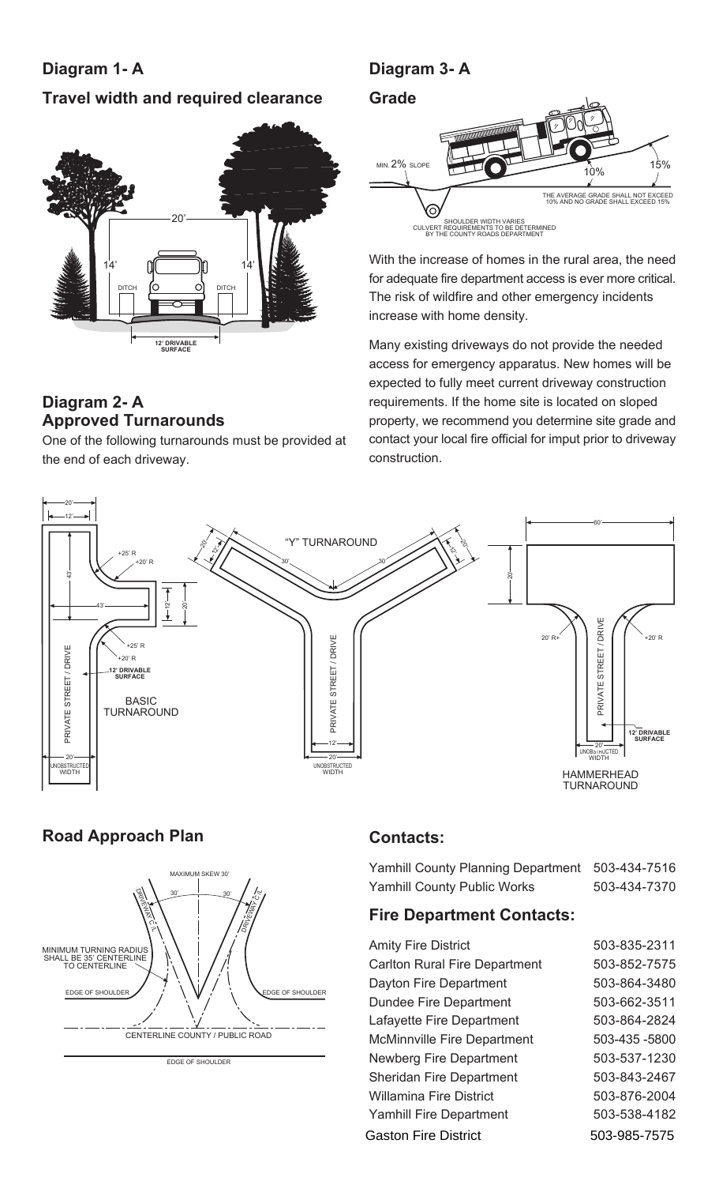## Diagram 1- A

### Travel width and required clearance

20'

14'

14'

DITCH

DITCH

12' DRIVABLE SURFACE

## Diagram 2- A

### Approved Turnarounds

One of the following turnarounds must be provided at the end of each driveway.

20'

12'

+25' R

+20' R

43'

43'

12'

20'

+25' R

+20' R

12' DRIVABLE SURFACE

BASIC TURNAROUND

PRIVATE STREET / DRIVE

20'

UNOBSTRUCTED WIDTH

"Y" TURNAROUND

20'

12'

30'

30'

12'

20'

PRIVATE STREET / DRIVE

12'

20'

UNOBSTRUCTED WIDTH

60'

20'

20' R+

+20' R

PRIVATE STREET / DRIVE

12' DRIVABLE SURFACE

20'

UNOBSTRUCTED WIDTH

HAMMERHEAD TURNAROUND

## Diagram 3- A

### Grade

MIN. 2% SLOPE

10%

15%

THE AVERAGE GRADE SHALL NOT EXCEED 10% AND NO GRADE SHALL EXCEED 15%

SHOULDER WIDTH VARIES
CULVERT REQUIREMENTS TO BE DETERMINED BY THE COUNTY ROADS DEPARTMENT

With the increase of homes in the rural area, the need for adequate fire department access is ever more critical. The risk of wildfire and other emergency incidents increase with home density.

Many existing driveways do not provide the needed access for emergency apparatus. New homes will be expected to fully meet current driveway construction requirements. If the home site is located on sloped property, we recommend you determine site grade and contact your local fire official for imput prior to driveway construction.

## Road Approach Plan

MAXIMUM SKEW 30'

30'

30'

DRIVEWAY C/L

DRIVEWAY C/L

MINIMUM TURNING RADIUS SHALL BE 35' CENTERLINE TO CENTERLINE

EDGE OF SHOULDER

EDGE OF SHOULDER

CENTERLINE COUNTY / PUBLIC ROAD

EDGE OF SHOULDER

## Contacts:

| | |
|---|---|
| Yamhill County Planning Department | 503-434-7516 |
| Yamhill County Public Works | 503-434-7370 |

## Fire Department Contacts:

| | |
|---|---|
| Amity Fire District | 503-835-2311 |
| Carlton Rural Fire Department | 503-852-7575 |
| Dayton Fire Department | 503-864-3480 |
| Dundee Fire Department | 503-662-3511 |
| Lafayette Fire Department | 503-864-2824 |
| McMinnville Fire Department | 503-435 -5800 |
| Newberg Fire Department | 503-537-1230 |
| Sheridan Fire Department | 503-843-2467 |
| Willamina Fire District | 503-876-2004 |
| Yamhill Fire Department | 503-538-4182 |
| Gaston Fire District | 503-985-7575 |